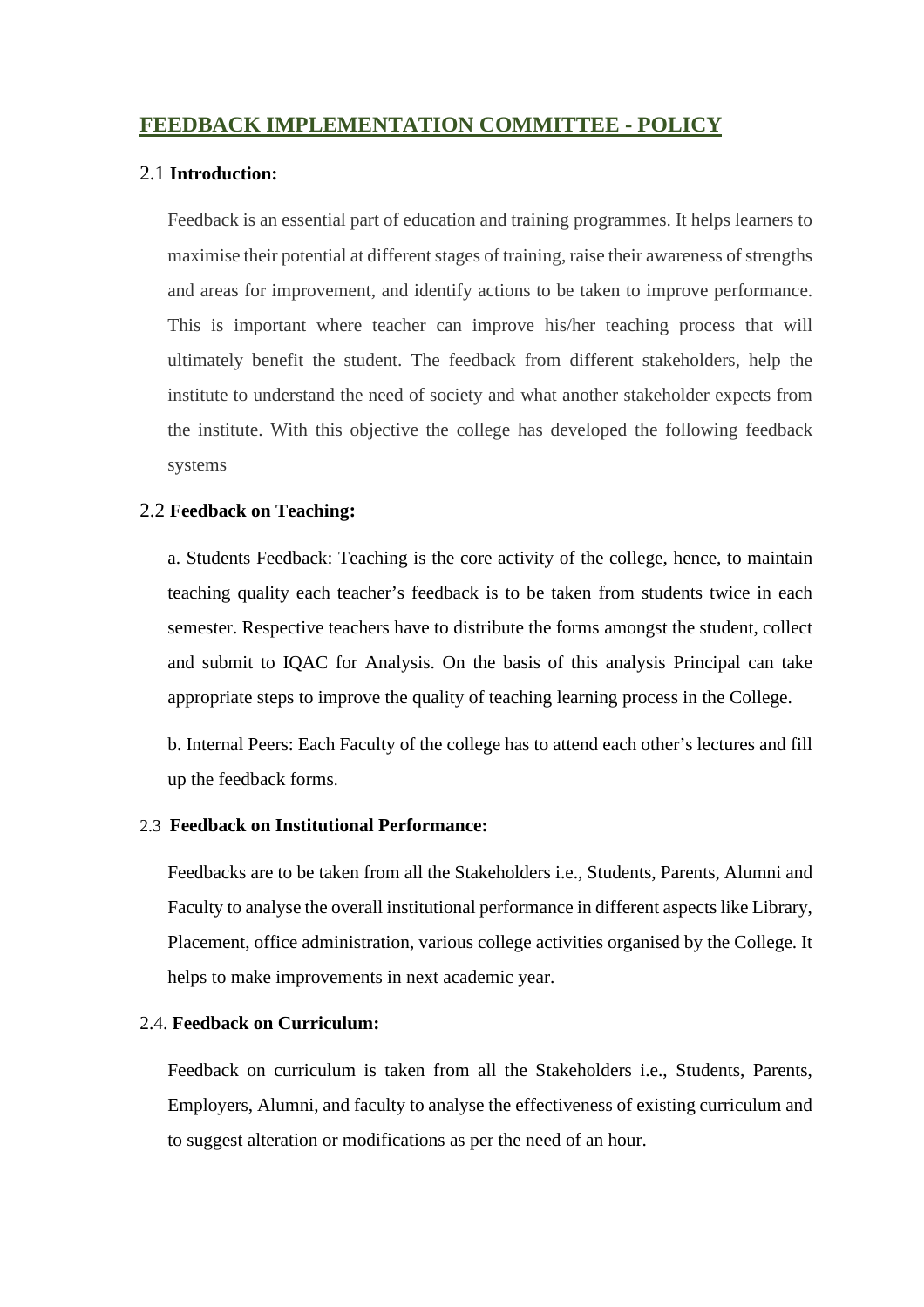# FEEDBACK IMPLEMENTATION COMMITTEE - POLICY

## 2.1 Introduction:

Feedback is an essential part of education and training programmes. It helps learners to maximise their potential at different stages of training, raise their awareness of strengths and areas for improvement, and identify actions to be taken to improve performance. This is important where teacher can improve his/her teaching process that will ultimately benefit the student. The feedback from different stakeholders, help the institute to understand the need of society and what another stakeholder expects from the institute. With this objective the college has developed the following feedback systems

## 2.2 Feedback on Teaching:

a. Students Feedback: Teaching is the core activity of the college, hence, to maintain teaching quality each teacher's feedback is to be taken from students twice in each semester. Respective teachers have to distribute the forms amongst the student, collect and submit to IQAC for Analysis. On the basis of this analysis Principal can take appropriate steps to improve the quality of teaching learning process in the College.

b. Internal Peers: Each Faculty of the college has to attend each other's lectures and fill up the feedback forms.

## 2.3 Feedback on Institutional Performance:

Feedbacks are to be taken from all the Stakeholders i.e., Students, Parents, Alumni and Faculty to analyse the overall institutional performance in different aspects like Library, Placement, office administration, various college activities organised by the College. It helps to make improvements in next academic year.

## 2.4. Feedback on Curriculum:

Feedback on curriculum is taken from all the Stakeholders i.e., Students, Parents, Employers, Alumni, and faculty to analyse the effectiveness of existing curriculum and to suggest alteration or modifications as per the need of an hour.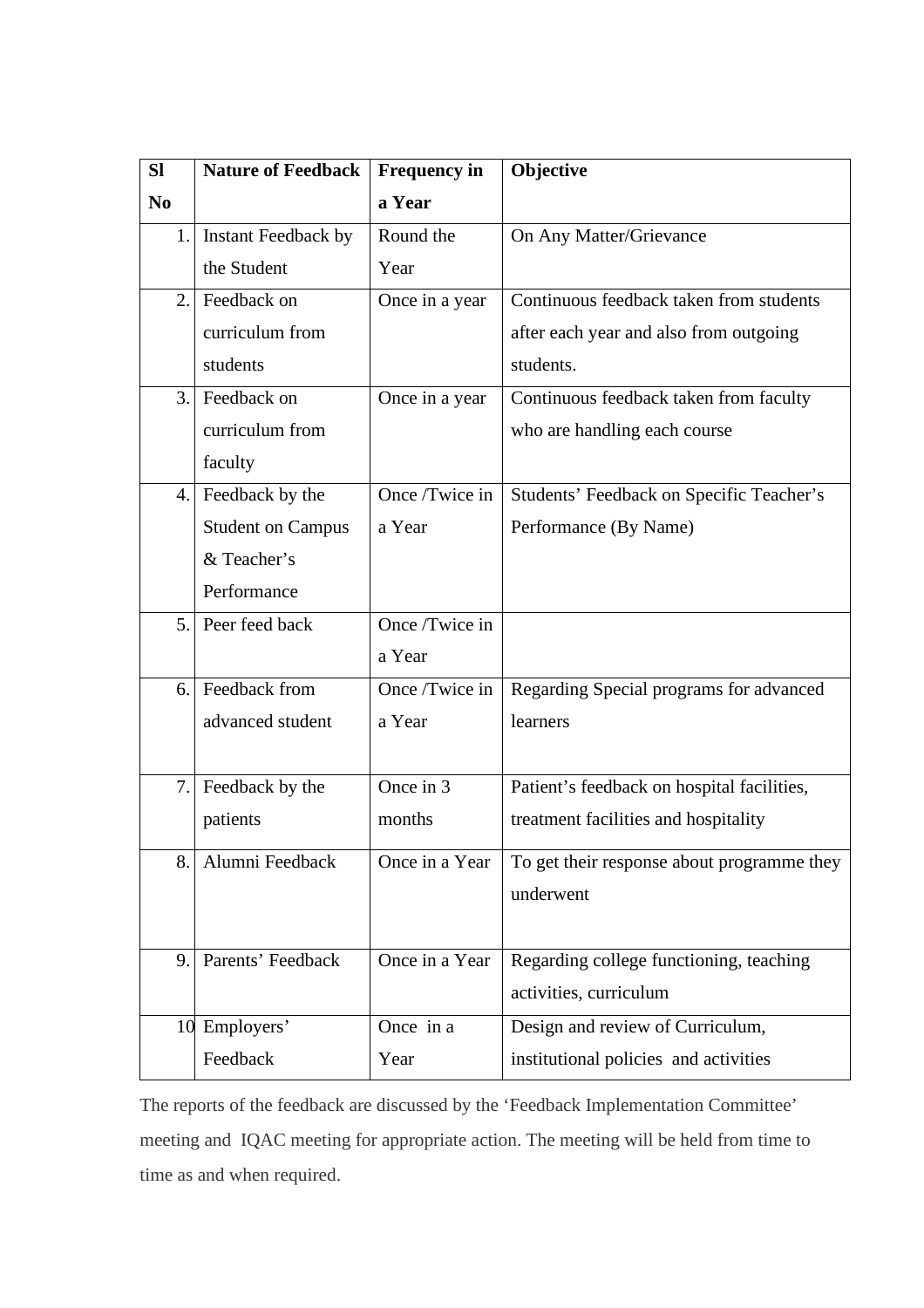| Sl No | Nature of Feedback | Frequency in a Year | Objective |
|---|---|---|---|
| 1. | Instant Feedback by the Student | Round the Year | On Any Matter/Grievance |
| 2. | Feedback on curriculum from students | Once in a year | Continuous feedback taken from students after each year and also from outgoing students. |
| 3. | Feedback on curriculum from faculty | Once in a year | Continuous feedback taken from faculty who are handling each course |
| 4. | Feedback by the Student on Campus & Teacher's Performance | Once /Twice in a Year | Students' Feedback on Specific Teacher's Performance (By Name) |
| 5. | Peer feed back | Once /Twice in a Year | |
| 6. | Feedback from advanced student | Once /Twice in a Year | Regarding Special programs for advanced learners |
| 7. | Feedback by the patients | Once in 3 months | Patient's feedback on hospital facilities, treatment facilities and hospitality |
| 8. | Alumni Feedback | Once in a Year | To get their response about programme they underwent |
| 9. | Parents' Feedback | Once in a Year | Regarding college functioning, teaching activities, curriculum |
| 10 | Employers' Feedback | Once in a Year | Design and review of Curriculum, institutional policies and activities |

The reports of the feedback are discussed by the 'Feedback Implementation Committee' meeting and IQAC meeting for appropriate action. The meeting will be held from time to time as and when required.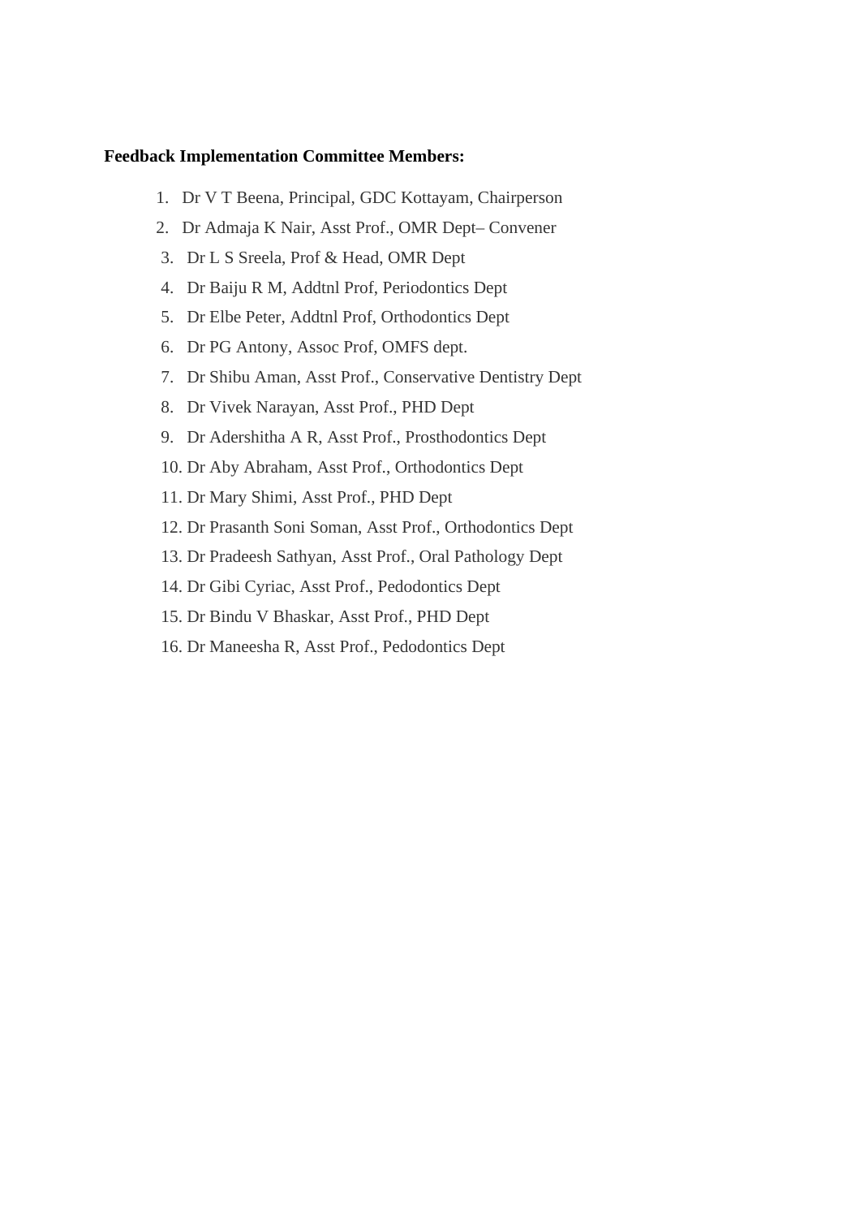**Feedback Implementation Committee Members:**

1. Dr V T Beena, Principal, GDC Kottayam, Chairperson
2. Dr Admaja K Nair, Asst Prof., OMR Dept– Convener
3. Dr L S Sreela, Prof & Head, OMR Dept
4. Dr Baiju R M, Addtnl Prof, Periodontics Dept
5. Dr Elbe Peter, Addtnl Prof, Orthodontics Dept
6. Dr PG Antony, Assoc Prof, OMFS dept.
7. Dr Shibu Aman, Asst Prof., Conservative Dentistry Dept
8. Dr Vivek Narayan, Asst Prof., PHD Dept
9. Dr Adershitha A R, Asst Prof., Prosthodontics Dept
10. Dr Aby Abraham, Asst Prof., Orthodontics Dept
11. Dr Mary Shimi, Asst Prof., PHD Dept
12. Dr Prasanth Soni Soman, Asst Prof., Orthodontics Dept
13. Dr Pradeesh Sathyan, Asst Prof., Oral Pathology Dept
14. Dr Gibi Cyriac, Asst Prof., Pedodontics Dept
15. Dr Bindu V Bhaskar, Asst Prof., PHD Dept
16. Dr Maneesha R, Asst Prof., Pedodontics Dept